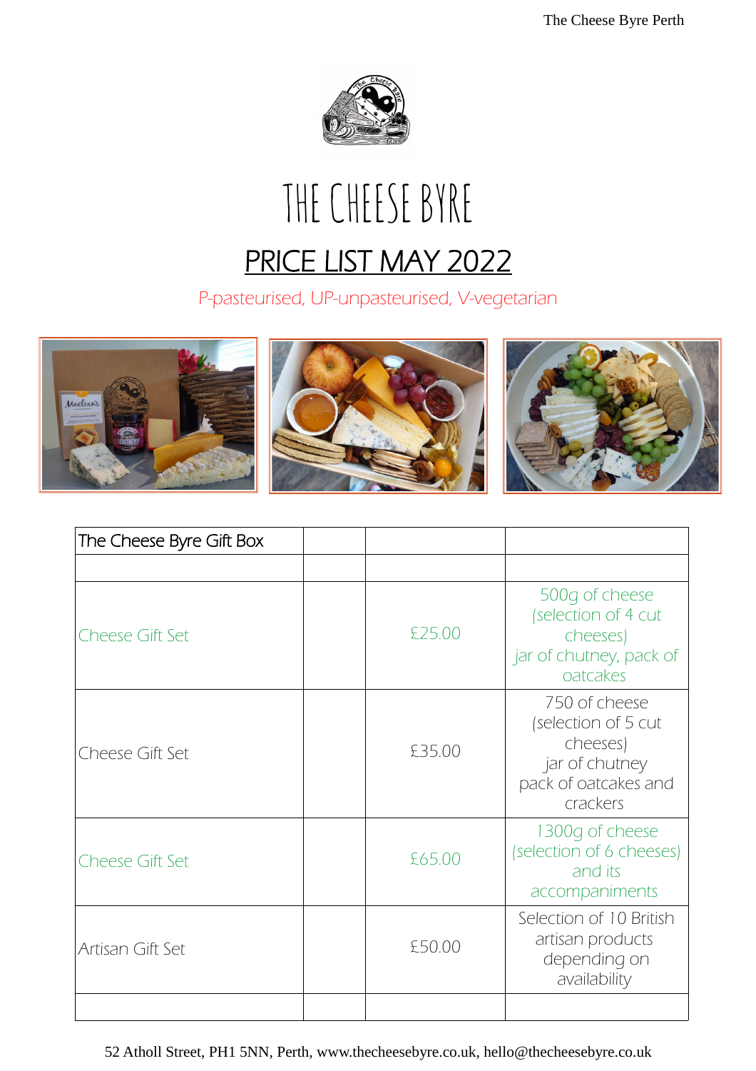# THE CHEESE BYRE

## PRICE LIST MAY 2022

P-pasteurised, UP-unpasteurised, V-vegetarian

| The Cheese Byre Gift Box | | | |
|---|---|---|---|
| | | | |
| Cheese Gift Set | | £25.00 | 500g of cheese (selection of 4 cut cheeses) jar of chutney, pack of oatcakes |
| Cheese Gift Set | | £35.00 | 750 of cheese (selection of 5 cut cheeses) jar of chutney pack of oatcakes and crackers |
| Cheese Gift Set | | £65.00 | 1300g of cheese (selection of 6 cheeses) and its accompaniments |
| Artisan Gift Set | | £50.00 | Selection of 10 British artisan products depending on availability |
| | | | |

52 Atholl Street, PH1 5NN, Perth, www.thecheesebyre.co.uk, hello@thecheesebyre.co.uk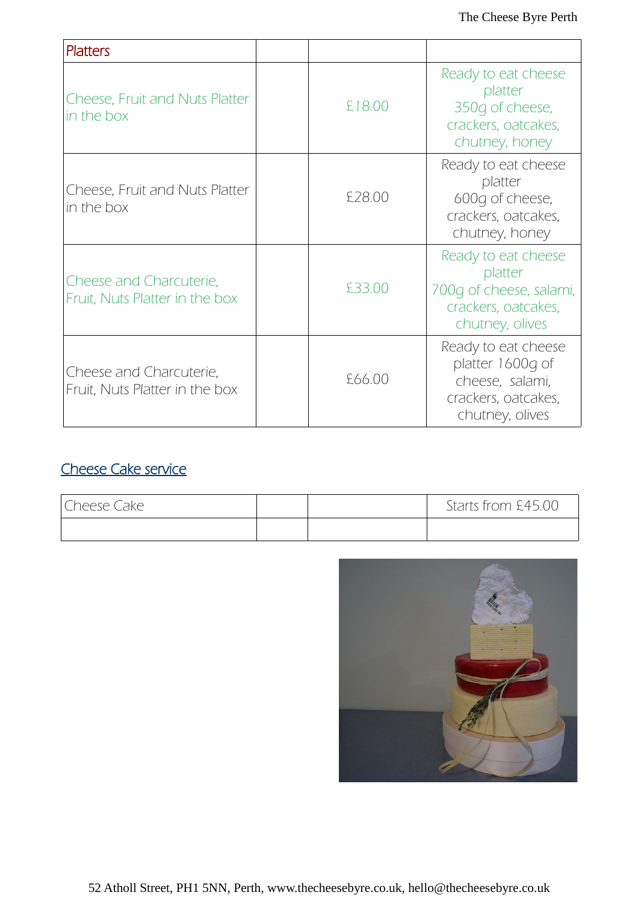| Platters | | | |
|---|---|---|---|
| Cheese, Fruit and Nuts Platter in the box | | £18.00 | Ready to eat cheese platter 350g of cheese, crackers, oatcakes, chutney, honey |
| Cheese, Fruit and Nuts Platter in the box | | £28.00 | Ready to eat cheese platter 600g of cheese, crackers, oatcakes, chutney, honey |
| Cheese and Charcuterie, Fruit, Nuts Platter in the box | | £33.00 | Ready to eat cheese platter 700g of cheese, salami, crackers, oatcakes, chutney, olives |
| Cheese and Charcuterie, Fruit, Nuts Platter in the box | | £66.00 | Ready to eat cheese platter 1600g of cheese, salami, crackers, oatcakes, chutney, olives |

## Cheese Cake service

| Cheese Cake | | | Starts from £45.00 |
|---|---|---|---|
| | | | |

52 Atholl Street, PH1 5NN, Perth, www.thecheesebyre.co.uk, hello@thecheesebyre.co.uk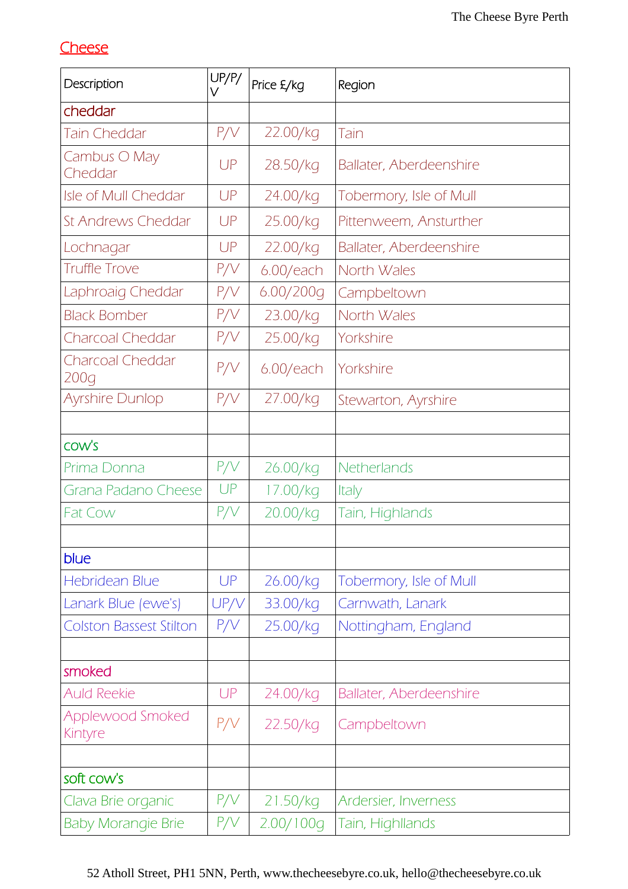## Cheese

| Description | UP/P/V | Price £/kg | Region |
|---|---|---|---|
| cheddar | | | |
| Tain Cheddar | P/V | 22.00/kg | Tain |
| Cambus O May Cheddar | UP | 28.50/kg | Ballater, Aberdeenshire |
| Isle of Mull Cheddar | UP | 24.00/kg | Tobermory, Isle of Mull |
| St Andrews Cheddar | UP | 25.00/kg | Pittenweem, Ansturther |
| Lochnagar | UP | 22.00/kg | Ballater, Aberdeenshire |
| Truffle Trove | P/V | 6.00/each | North Wales |
| Laphroaig Cheddar | P/V | 6.00/200g | Campbeltown |
| Black Bomber | P/V | 23.00/kg | North Wales |
| Charcoal Cheddar | P/V | 25.00/kg | Yorkshire |
| Charcoal Cheddar 200g | P/V | 6.00/each | Yorkshire |
| Ayrshire Dunlop | P/V | 27.00/kg | Stewarton, Ayrshire |
| | | | |
| cow's | | | |
| Prima Donna | P/V | 26.00/kg | Netherlands |
| Grana Padano Cheese | UP | 17.00/kg | Italy |
| Fat Cow | P/V | 20.00/kg | Tain, Highlands |
| | | | |
| blue | | | |
| Hebridean Blue | UP | 26.00/kg | Tobermory, Isle of Mull |
| Lanark Blue (ewe's) | UP/V | 33.00/kg | Carnwath, Lanark |
| Colston Bassest Stilton | P/V | 25.00/kg | Nottingham, England |
| | | | |
| smoked | | | |
| Auld Reekie | UP | 24.00/kg | Ballater, Aberdeenshire |
| Applewood Smoked Kintyre | P/V | 22.50/kg | Campbeltown |
| | | | |
| soft cow's | | | |
| Clava Brie organic | P/V | 21.50/kg | Ardersier, Inverness |
| Baby Morangie Brie | P/V | 2.00/100g | Tain, Highllands |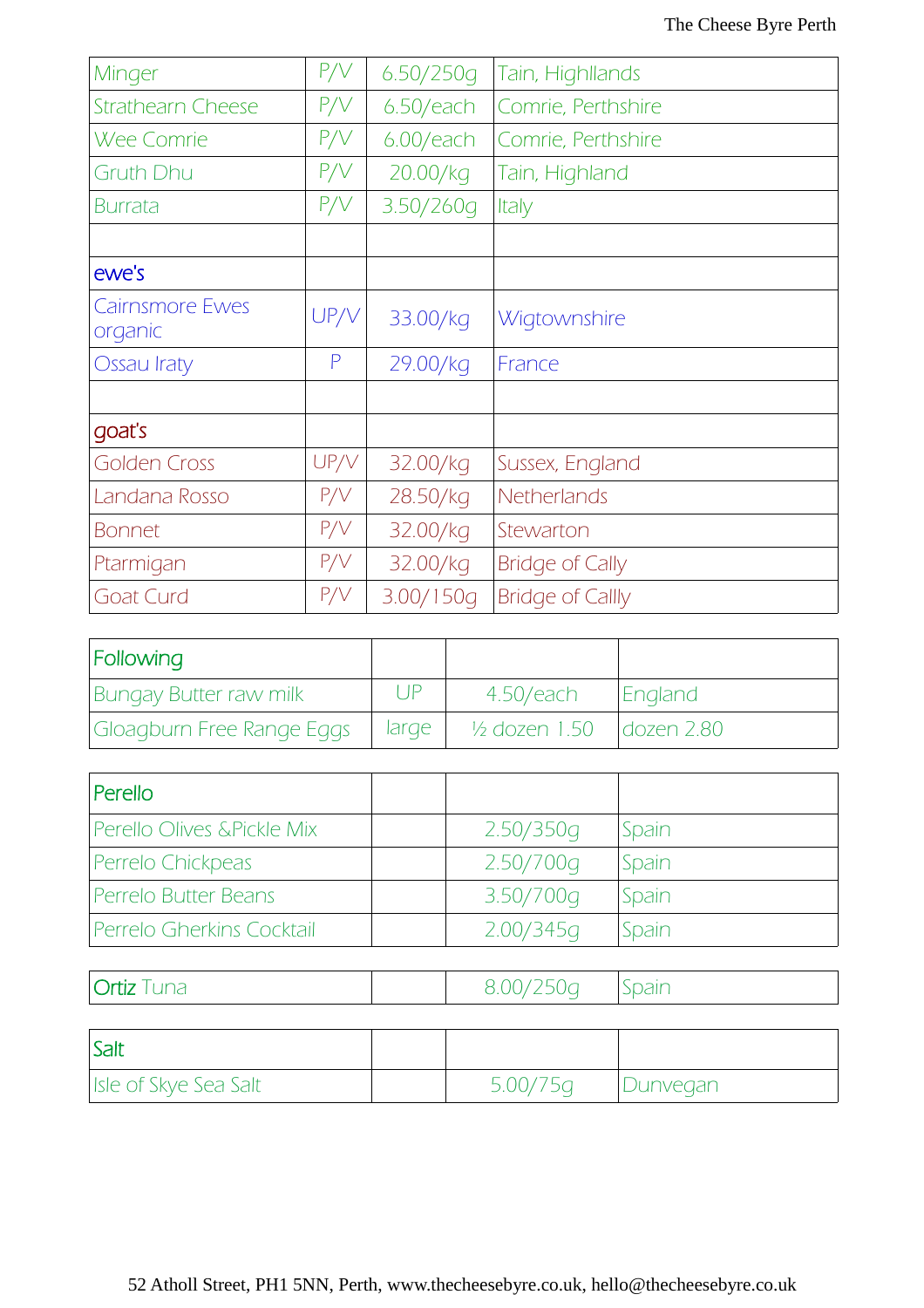| Minger | P/V | 6.50/250g | Tain, Highllands |
|---|---|---|---|
| Strathearn Cheese | P/V | 6.50/each | Comrie, Perthshire |
| Wee Comrie | P/V | 6.00/each | Comrie, Perthshire |
| Gruth Dhu | P/V | 20.00/kg | Tain, Highland |
| Burrata | P/V | 3.50/260g | Italy |
| | | | |
| ewe's | | | |
| Cairnsmore Ewes organic | UP/V | 33.00/kg | Wigtownshire |
| Ossau Iraty | P | 29.00/kg | France |
| | | | |
| goat's | | | |
| Golden Cross | UP/V | 32.00/kg | Sussex, England |
| Landana Rosso | P/V | 28.50/kg | Netherlands |
| Bonnet | P/V | 32.00/kg | Stewarton |
| Ptarmigan | P/V | 32.00/kg | Bridge of Cally |
| Goat Curd | P/V | 3.00/150g | Bridge of Callly |

| Following | | | |
|---|---|---|---|
| Bungay Butter raw milk | UP | 4.50/each | England |
| Gloagburn Free Range Eggs | large | ½ dozen 1.50 | dozen 2.80 |

| Perello | | | |
|---|---|---|---|
| Perello Olives &Pickle Mix | | 2.50/350g | Spain |
| Perrelo Chickpeas | | 2.50/700g | Spain |
| Perrelo Butter Beans | | 3.50/700g | Spain |
| Perrelo Gherkins Cocktail | | 2.00/345g | Spain |

| Ortiz Tuna | | 8.00/250g | Spain |
|---|---|---|---|

| Salt | | | |
|---|---|---|---|
| Isle of Skye Sea Salt | | 5.00/75g | Dunvegan |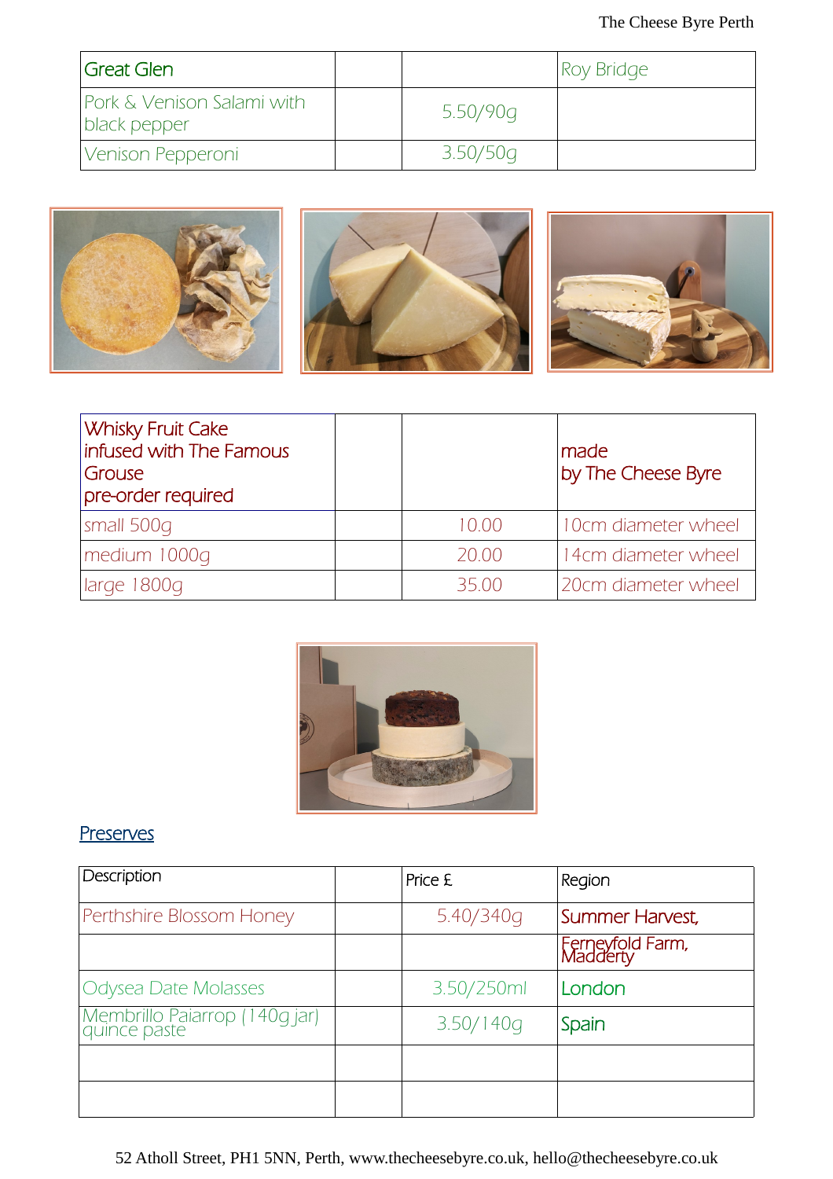| Great Glen | | | Roy Bridge |
|---|---|---|---|
| Pork & Venison Salami with black pepper | | 5.50/90g | |
| Venison Pepperoni | | 3.50/50g | |

| Whisky Fruit Cake infused with The Famous Grouse pre-order required | | | made by The Cheese Byre |
|---|---|---|---|
| small 500g | | 10.00 | 10cm diameter wheel |
| medium 1000g | | 20.00 | 14cm diameter wheel |
| large 1800g | | 35.00 | 20cm diameter wheel |

## Preserves

| Description | | Price £ | Region |
|---|---|---|---|
| Perthshire Blossom Honey | | 5.40/340g | Summer Harvest, |
| | | | Ferneyfold Farm, Madderty |
| Odysea Date Molasses | | 3.50/250ml | London |
| Membrillo Paiarrop (140g jar) quince paste | | 3.50/140g | Spain |
| | | | |
| | | | |

52 Atholl Street, PH1 5NN, Perth, www.thecheesebyre.co.uk, hello@thecheesebyre.co.uk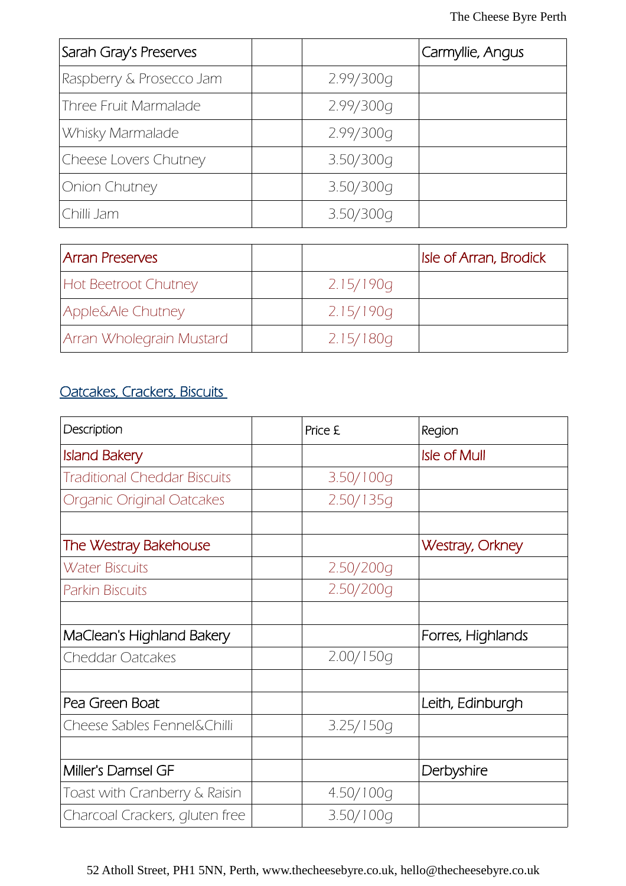| Sarah Gray's Preserves | | | Carmyllie, Angus |
|---|---|---|---|
| Raspberry & Prosecco Jam | | 2.99/300g | |
| Three Fruit Marmalade | | 2.99/300g | |
| Whisky Marmalade | | 2.99/300g | |
| Cheese Lovers Chutney | | 3.50/300g | |
| Onion Chutney | | 3.50/300g | |
| Chilli Jam | | 3.50/300g | |

| Arran Preserves | | | Isle of Arran, Brodick |
|---|---|---|---|
| Hot Beetroot Chutney | | 2.15/190g | |
| Apple&Ale Chutney | | 2.15/190g | |
| Arran Wholegrain Mustard | | 2.15/180g | |

## Oatcakes, Crackers, Biscuits

| Description | | Price £ | Region |
|---|---|---|---|
| Island Bakery | | | Isle of Mull |
| Traditional Cheddar Biscuits | | 3.50/100g | |
| Organic Original Oatcakes | | 2.50/135g | |
| | | | |
| The Westray Bakehouse | | | Westray, Orkney |
| Water Biscuits | | 2.50/200g | |
| Parkin Biscuits | | 2.50/200g | |
| | | | |
| MaClean's Highland Bakery | | | Forres, Highlands |
| Cheddar Oatcakes | | 2.00/150g | |
| | | | |
| Pea Green Boat | | | Leith, Edinburgh |
| Cheese Sables Fennel&Chilli | | 3.25/150g | |
| | | | |
| Miller's Damsel GF | | | Derbyshire |
| Toast with Cranberry & Raisin | | 4.50/100g | |
| Charcoal Crackers, gluten free | | 3.50/100g | |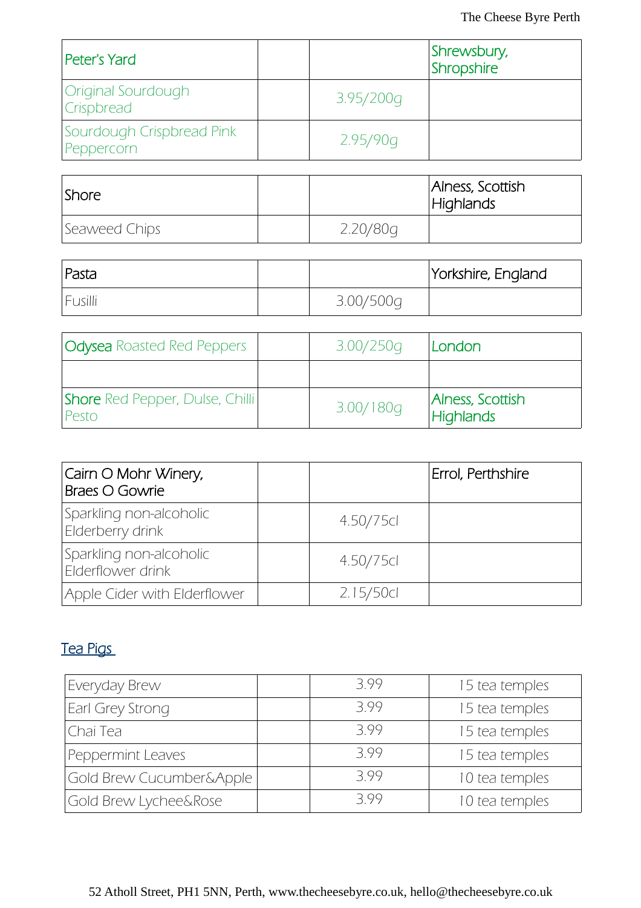| Peter's Yard | | | Shrewsbury, Shropshire |
|---|---|---|---|
| Original Sourdough Crispbread | | 3.95/200g | |
| Sourdough Crispbread Pink Peppercorn | | 2.95/90g | |

| Shore | | | Alness, Scottish Highlands |
|---|---|---|---|
| Seaweed Chips | | 2.20/80g | |

| Pasta | | | Yorkshire, England |
|---|---|---|---|
| Fusilli | | 3.00/500g | |

| Odysea Roasted Red Peppers | | 3.00/250g | London |
|---|---|---|---|
| | | | |
| Shore Red Pepper, Dulse, Chilli Pesto | | 3.00/180g | Alness, Scottish Highlands |

| Cairn O Mohr Winery, Braes O Gowrie | | | Errol, Perthshire |
|---|---|---|---|
| Sparkling non-alcoholic Elderberry drink | | 4.50/75cl | |
| Sparkling non-alcoholic Elderflower drink | | 4.50/75cl | |
| Apple Cider with Elderflower | | 2.15/50cl | |

## Tea Pigs

| | | | |
|---|---|---|---|
| Everyday Brew | | 3.99 | 15 tea temples |
| Earl Grey Strong | | 3.99 | 15 tea temples |
| Chai Tea | | 3.99 | 15 tea temples |
| Peppermint Leaves | | 3.99 | 15 tea temples |
| Gold Brew Cucumber&Apple | | 3.99 | 10 tea temples |
| Gold Brew Lychee&Rose | | 3.99 | 10 tea temples |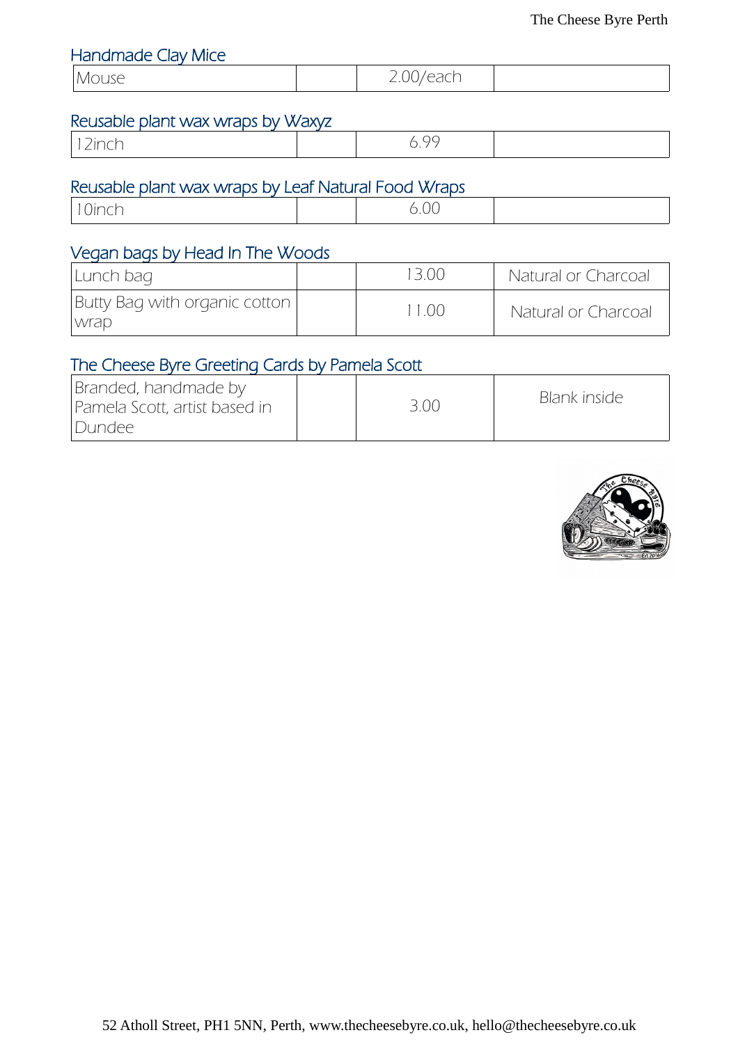## Handmade Clay Mice

| | | | |
|---|---|---|---|
| Mouse | | 2.00/each | |

## Reusable plant wax wraps by Waxyz

| | | | |
|---|---|---|---|
| 12inch | | 6.99 | |

## Reusable plant wax wraps by Leaf Natural Food Wraps

| | | | |
|---|---|---|---|
| 10inch | | 6.00 | |

## Vegan bags by Head In The Woods

| | | | |
|---|---|---|---|
| Lunch bag | | 13.00 | Natural or Charcoal |
| Butty Bag with organic cotton wrap | | 11.00 | Natural or Charcoal |

## The Cheese Byre Greeting Cards by Pamela Scott

| | | | |
|---|---|---|---|
| Branded, handmade by Pamela Scott, artist based in Dundee | | 3.00 | Blank inside |